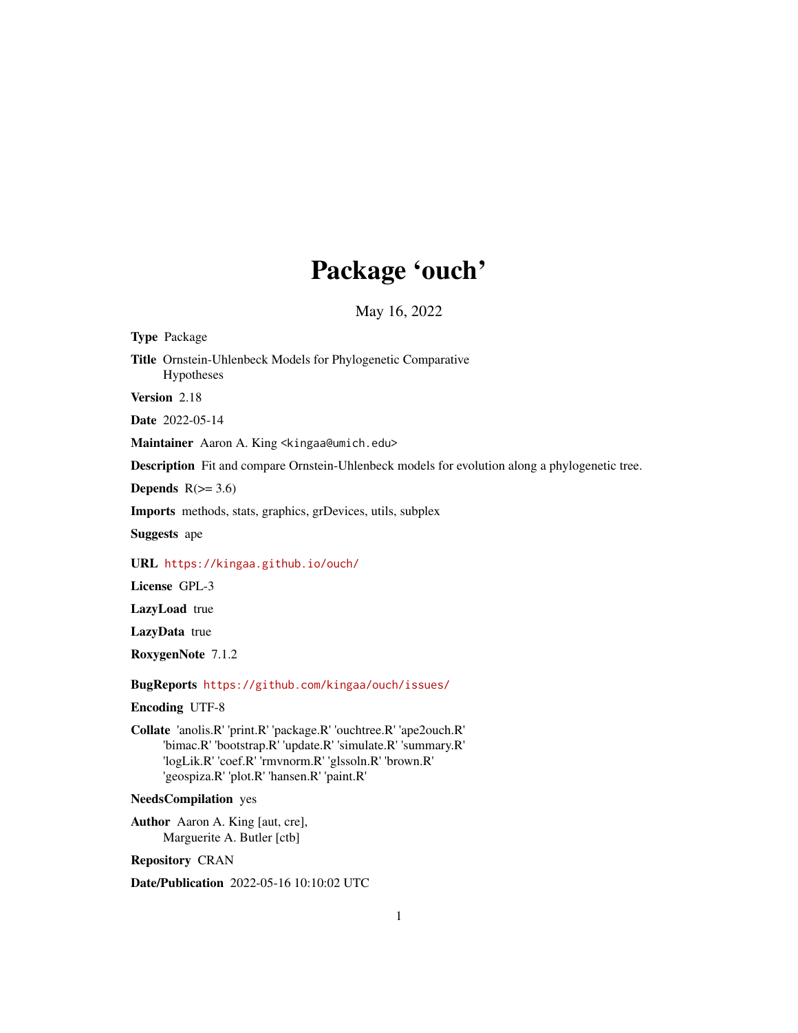# Package 'ouch'

May 16, 2022

**Type** Package

**Title** Ornstein-Uhlenbeck Models for Phylogenetic Comparative Hypotheses

**Version** 2.18

**Date** 2022-05-14

**Maintainer** Aaron A. King <kingaa@umich.edu>

**Description** Fit and compare Ornstein-Uhlenbeck models for evolution along a phylogenetic tree.

**Depends** R(>= 3.6)

**Imports** methods, stats, graphics, grDevices, utils, subplex

**Suggests** ape

**URL** https://kingaa.github.io/ouch/

**License** GPL-3

**LazyLoad** true

**LazyData** true

**RoxygenNote** 7.1.2

**BugReports** https://github.com/kingaa/ouch/issues/

**Encoding** UTF-8

**Collate** 'anolis.R' 'print.R' 'package.R' 'ouchtree.R' 'ape2ouch.R' 'bimac.R' 'bootstrap.R' 'update.R' 'simulate.R' 'summary.R' 'logLik.R' 'coef.R' 'rmvnorm.R' 'glssoln.R' 'brown.R' 'geospiza.R' 'plot.R' 'hansen.R' 'paint.R'

**NeedsCompilation** yes

**Author** Aaron A. King [aut, cre], Marguerite A. Butler [ctb]

**Repository** CRAN

**Date/Publication** 2022-05-16 10:10:02 UTC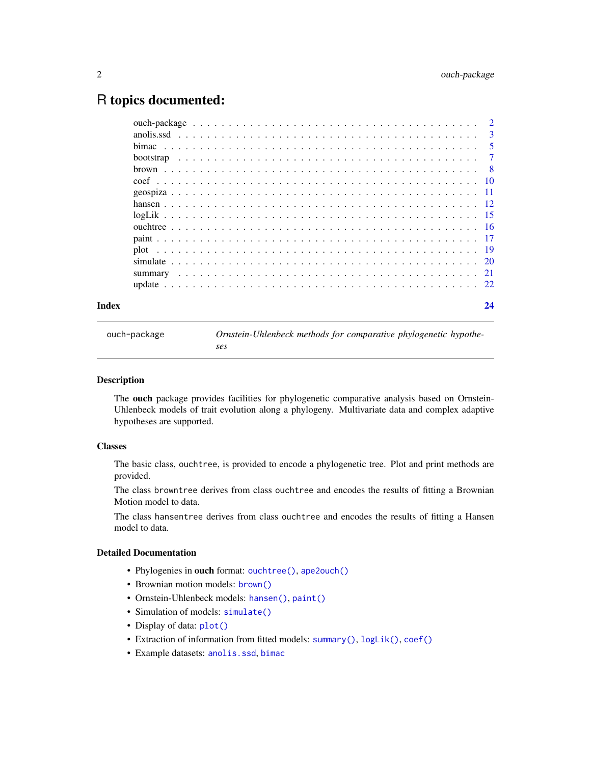# R topics documented:

| | |
|---|---|
| ouch-package | 2 |
| anolis.ssd | 3 |
| bimac | 5 |
| bootstrap | 7 |
| brown | 8 |
| coef | 10 |
| geospiza | 11 |
| hansen | 12 |
| logLik | 15 |
| ouchtree | 16 |
| paint | 17 |
| plot | 19 |
| simulate | 20 |
| summary | 21 |
| update | 22 |
| **Index** | **24** |

---

ouch-package — *Ornstein-Uhlenbeck methods for comparative phylogenetic hypotheses*

---

### Description

The **ouch** package provides facilities for phylogenetic comparative analysis based on Ornstein-Uhlenbeck models of trait evolution along a phylogeny. Multivariate data and complex adaptive hypotheses are supported.

### Classes

The basic class, `ouchtree`, is provided to encode a phylogenetic tree. Plot and print methods are provided.

The class `browntree` derives from class `ouchtree` and encodes the results of fitting a Brownian Motion model to data.

The class `hansentree` derives from class `ouchtree` and encodes the results of fitting a Hansen model to data.

### Detailed Documentation

- Phylogenies in **ouch** format: `ouchtree()`, `ape2ouch()`
- Brownian motion models: `brown()`
- Ornstein-Uhlenbeck models: `hansen()`, `paint()`
- Simulation of models: `simulate()`
- Display of data: `plot()`
- Extraction of information from fitted models: `summary()`, `logLik()`, `coef()`
- Example datasets: `anolis.ssd`, `bimac`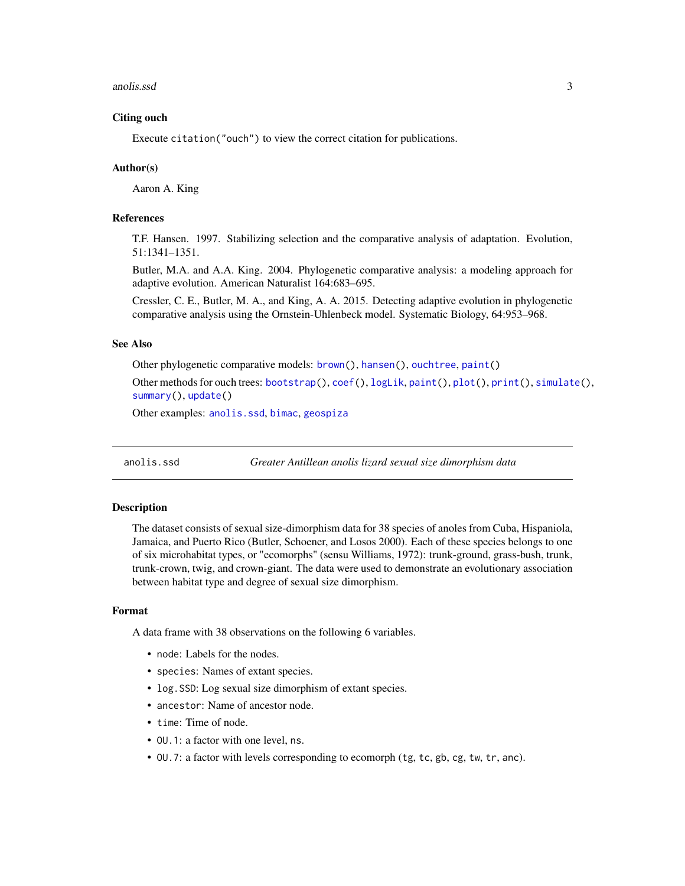### Citing ouch

Execute `citation("ouch")` to view the correct citation for publications.

### Author(s)

Aaron A. King

### References

T.F. Hansen. 1997. Stabilizing selection and the comparative analysis of adaptation. Evolution, 51:1341–1351.

Butler, M.A. and A.A. King. 2004. Phylogenetic comparative analysis: a modeling approach for adaptive evolution. American Naturalist 164:683–695.

Cressler, C. E., Butler, M. A., and King, A. A. 2015. Detecting adaptive evolution in phylogenetic comparative analysis using the Ornstein-Uhlenbeck model. Systematic Biology, 64:953–968.

### See Also

Other phylogenetic comparative models: `brown()`, `hansen()`, `ouchtree`, `paint()`

Other methods for ouch trees: `bootstrap()`, `coef()`, `logLik`, `paint()`, `plot()`, `print()`, `simulate()`, `summary()`, `update()`

Other examples: `anolis.ssd`, `bimac`, `geospiza`

---

## anolis.ssd — *Greater Antillean anolis lizard sexual size dimorphism data*

### Description

The dataset consists of sexual size-dimorphism data for 38 species of anoles from Cuba, Hispaniola, Jamaica, and Puerto Rico (Butler, Schoener, and Losos 2000). Each of these species belongs to one of six microhabitat types, or "ecomorphs" (sensu Williams, 1972): trunk-ground, grass-bush, trunk, trunk-crown, twig, and crown-giant. The data were used to demonstrate an evolutionary association between habitat type and degree of sexual size dimorphism.

### Format

A data frame with 38 observations on the following 6 variables.

- `node`: Labels for the nodes.
- `species`: Names of extant species.
- `log.SSD`: Log sexual size dimorphism of extant species.
- `ancestor`: Name of ancestor node.
- `time`: Time of node.
- `OU.1`: a factor with one level, `ns`.
- `OU.7`: a factor with levels corresponding to ecomorph (`tg`, `tc`, `gb`, `cg`, `tw`, `tr`, `anc`).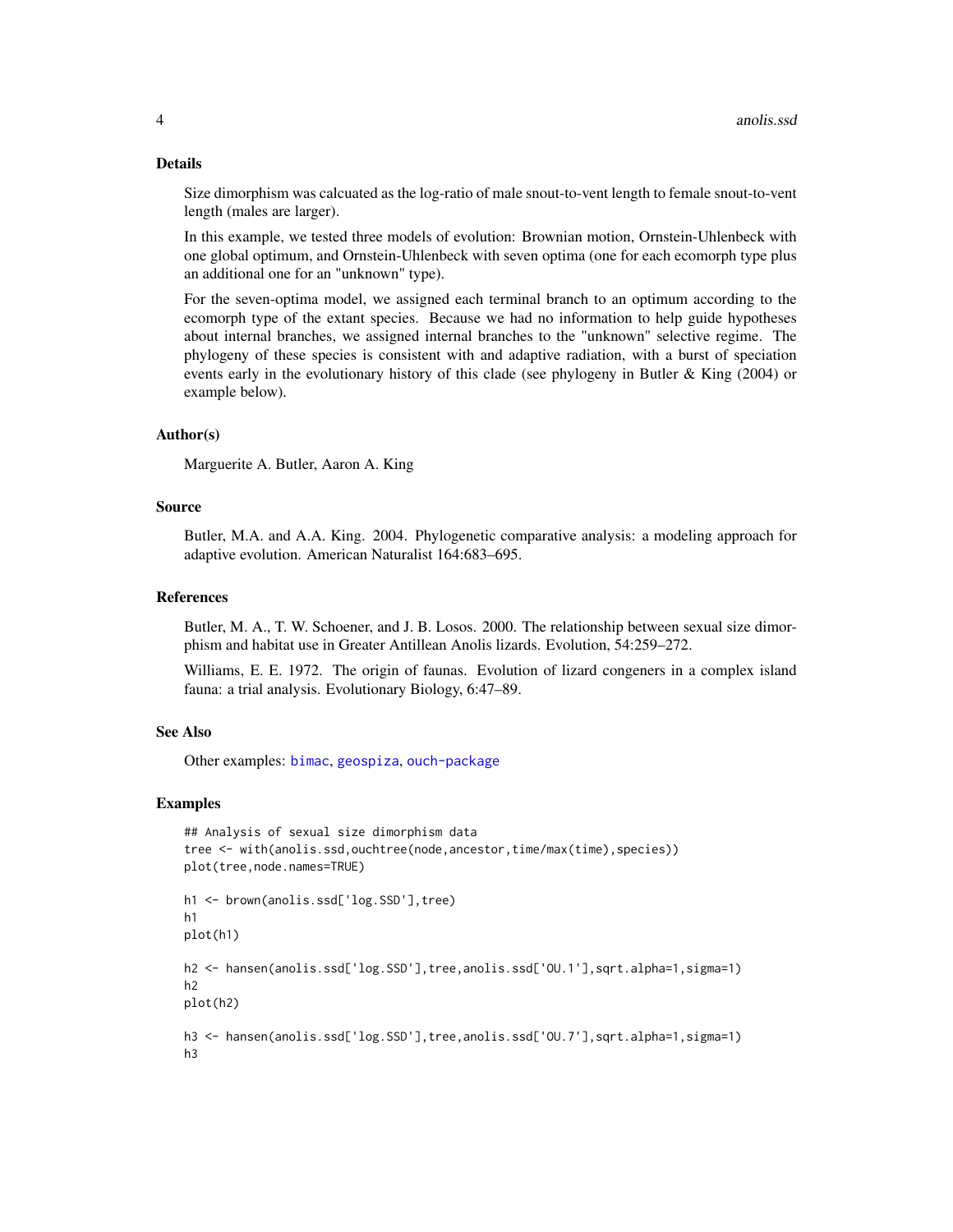## Details

Size dimorphism was calcuated as the log-ratio of male snout-to-vent length to female snout-to-vent length (males are larger).

In this example, we tested three models of evolution: Brownian motion, Ornstein-Uhlenbeck with one global optimum, and Ornstein-Uhlenbeck with seven optima (one for each ecomorph type plus an additional one for an "unknown" type).

For the seven-optima model, we assigned each terminal branch to an optimum according to the ecomorph type of the extant species. Because we had no information to help guide hypotheses about internal branches, we assigned internal branches to the "unknown" selective regime. The phylogeny of these species is consistent with and adaptive radiation, with a burst of speciation events early in the evolutionary history of this clade (see phylogeny in Butler & King (2004) or example below).

## Author(s)

Marguerite A. Butler, Aaron A. King

## Source

Butler, M.A. and A.A. King. 2004. Phylogenetic comparative analysis: a modeling approach for adaptive evolution. American Naturalist 164:683–695.

## References

Butler, M. A., T. W. Schoener, and J. B. Losos. 2000. The relationship between sexual size dimorphism and habitat use in Greater Antillean Anolis lizards. Evolution, 54:259–272.

Williams, E. E. 1972. The origin of faunas. Evolution of lizard congeners in a complex island fauna: a trial analysis. Evolutionary Biology, 6:47–89.

## See Also

Other examples: bimac, geospiza, ouch-package

## Examples

```
## Analysis of sexual size dimorphism data
tree <- with(anolis.ssd,ouchtree(node,ancestor,time/max(time),species))
plot(tree,node.names=TRUE)

h1 <- brown(anolis.ssd['log.SSD'],tree)
h1
plot(h1)

h2 <- hansen(anolis.ssd['log.SSD'],tree,anolis.ssd['OU.1'],sqrt.alpha=1,sigma=1)
h2
plot(h2)

h3 <- hansen(anolis.ssd['log.SSD'],tree,anolis.ssd['OU.7'],sqrt.alpha=1,sigma=1)
h3
```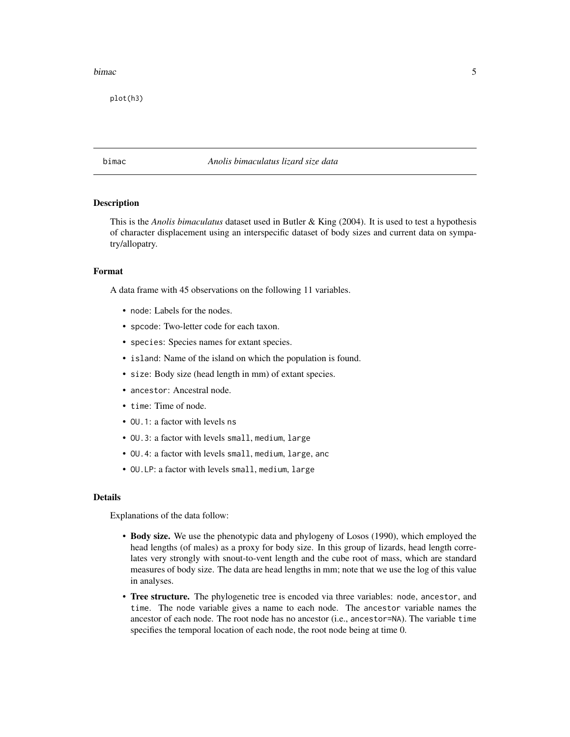```
plot(h3)
```

## bimac *Anolis bimaculatus lizard size data*

### Description

This is the *Anolis bimaculatus* dataset used in Butler & King (2004). It is used to test a hypothesis of character displacement using an interspecific dataset of body sizes and current data on sympatry/allopatry.

### Format

A data frame with 45 observations on the following 11 variables.

- `node`: Labels for the nodes.
- `spcode`: Two-letter code for each taxon.
- `species`: Species names for extant species.
- `island`: Name of the island on which the population is found.
- `size`: Body size (head length in mm) of extant species.
- `ancestor`: Ancestral node.
- `time`: Time of node.
- `OU.1`: a factor with levels `ns`
- `OU.3`: a factor with levels `small`, `medium`, `large`
- `OU.4`: a factor with levels `small`, `medium`, `large`, `anc`
- `OU.LP`: a factor with levels `small`, `medium`, `large`

### Details

Explanations of the data follow:

- **Body size.** We use the phenotypic data and phylogeny of Losos (1990), which employed the head lengths (of males) as a proxy for body size. In this group of lizards, head length correlates very strongly with snout-to-vent length and the cube root of mass, which are standard measures of body size. The data are head lengths in mm; note that we use the log of this value in analyses.
- **Tree structure.** The phylogenetic tree is encoded via three variables: `node`, `ancestor`, and `time`. The `node` variable gives a name to each node. The `ancestor` variable names the ancestor of each node. The root node has no ancestor (i.e., `ancestor=NA`). The variable `time` specifies the temporal location of each node, the root node being at time 0.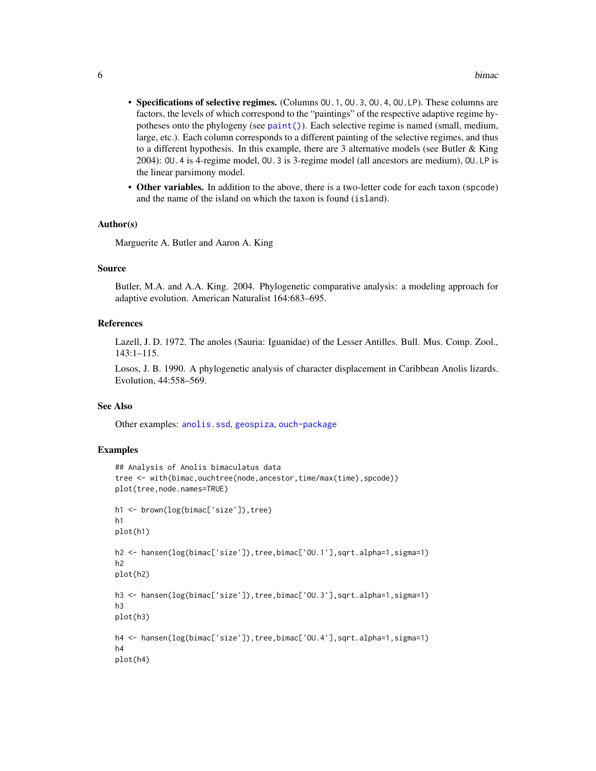- **Specifications of selective regimes.** (Columns OU.1, OU.3, OU.4, OU.LP). These columns are factors, the levels of which correspond to the "paintings" of the respective adaptive regime hypotheses onto the phylogeny (see paint()). Each selective regime is named (small, medium, large, etc.). Each column corresponds to a different painting of the selective regimes, and thus to a different hypothesis. In this example, there are 3 alternative models (see Butler & King 2004): OU.4 is 4-regime model, OU.3 is 3-regime model (all ancestors are medium), OU.LP is the linear parsimony model.
- **Other variables.** In addition to the above, there is a two-letter code for each taxon (spcode) and the name of the island on which the taxon is found (island).

### Author(s)

Marguerite A. Butler and Aaron A. King

### Source

Butler, M.A. and A.A. King. 2004. Phylogenetic comparative analysis: a modeling approach for adaptive evolution. American Naturalist 164:683–695.

### References

Lazell, J. D. 1972. The anoles (Sauria: Iguanidae) of the Lesser Antilles. Bull. Mus. Comp. Zool., 143:1–115.

Losos, J. B. 1990. A phylogenetic analysis of character displacement in Caribbean Anolis lizards. Evolution, 44:558–569.

### See Also

Other examples: anolis.ssd, geospiza, ouch-package

### Examples

```
## Analysis of Anolis bimaculatus data
tree <- with(bimac,ouchtree(node,ancestor,time/max(time),spcode))
plot(tree,node.names=TRUE)

h1 <- brown(log(bimac['size']),tree)
h1
plot(h1)

h2 <- hansen(log(bimac['size']),tree,bimac['OU.1'],sqrt.alpha=1,sigma=1)
h2
plot(h2)

h3 <- hansen(log(bimac['size']),tree,bimac['OU.3'],sqrt.alpha=1,sigma=1)
h3
plot(h3)

h4 <- hansen(log(bimac['size']),tree,bimac['OU.4'],sqrt.alpha=1,sigma=1)
h4
plot(h4)
```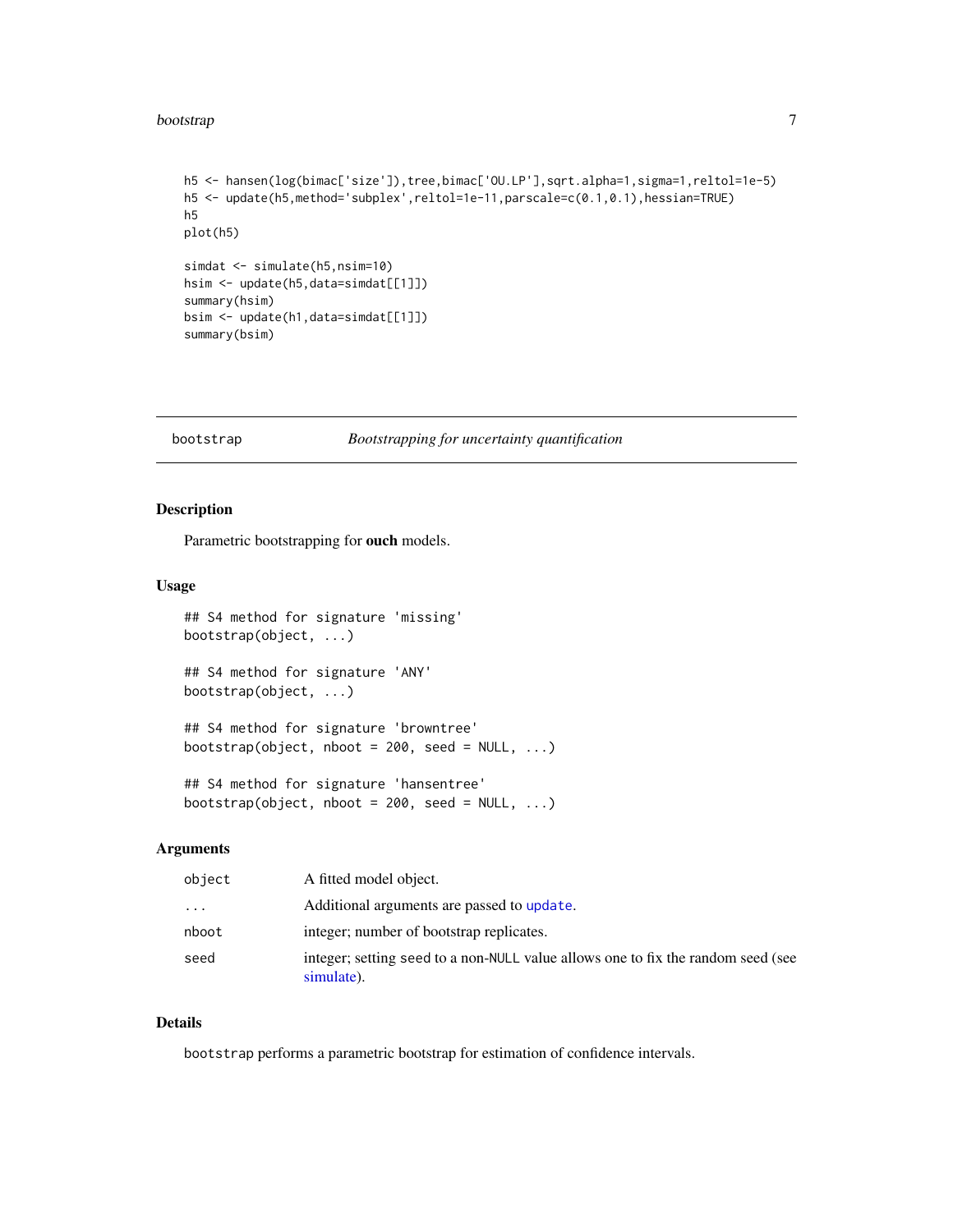```
h5 <- hansen(log(bimac['size']),tree,bimac['OU.LP'],sqrt.alpha=1,sigma=1,reltol=1e-5)
h5 <- update(h5,method='subplex',reltol=1e-11,parscale=c(0.1,0.1),hessian=TRUE)
h5
plot(h5)

simdat <- simulate(h5,nsim=10)
hsim <- update(h5,data=simdat[[1]])
summary(hsim)
bsim <- update(h1,data=simdat[[1]])
summary(bsim)
```

---

## bootstrap — *Bootstrapping for uncertainty quantification*

### Description

Parametric bootstrapping for **ouch** models.

### Usage

```
## S4 method for signature 'missing'
bootstrap(object, ...)

## S4 method for signature 'ANY'
bootstrap(object, ...)

## S4 method for signature 'browntree'
bootstrap(object, nboot = 200, seed = NULL, ...)

## S4 method for signature 'hansentree'
bootstrap(object, nboot = 200, seed = NULL, ...)
```

### Arguments

| | |
|---|---|
| `object` | A fitted model object. |
| `...` | Additional arguments are passed to `update`. |
| `nboot` | integer; number of bootstrap replicates. |
| `seed` | integer; setting `seed` to a non-`NULL` value allows one to fix the random seed (see simulate). |

### Details

`bootstrap` performs a parametric bootstrap for estimation of confidence intervals.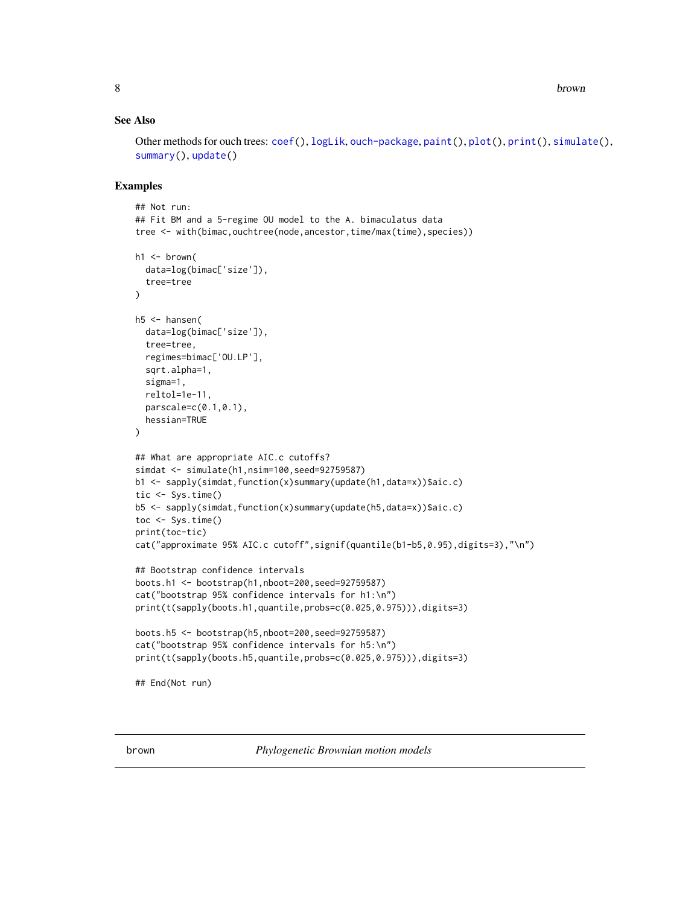### See Also

Other methods for ouch trees: coef(), logLik, ouch-package, paint(), plot(), print(), simulate(), summary(), update()

### Examples

```
## Not run:
## Fit BM and a 5-regime OU model to the A. bimaculatus data
tree <- with(bimac,ouchtree(node,ancestor,time/max(time),species))

h1 <- brown(
  data=log(bimac['size']),
  tree=tree
)

h5 <- hansen(
  data=log(bimac['size']),
  tree=tree,
  regimes=bimac['OU.LP'],
  sqrt.alpha=1,
  sigma=1,
  reltol=1e-11,
  parscale=c(0.1,0.1),
  hessian=TRUE
)

## What are appropriate AIC.c cutoffs?
simdat <- simulate(h1,nsim=100,seed=92759587)
b1 <- sapply(simdat,function(x)summary(update(h1,data=x))$aic.c)
tic <- Sys.time()
b5 <- sapply(simdat,function(x)summary(update(h5,data=x))$aic.c)
toc <- Sys.time()
print(toc-tic)
cat("approximate 95% AIC.c cutoff",signif(quantile(b1-b5,0.95),digits=3),"\n")

## Bootstrap confidence intervals
boots.h1 <- bootstrap(h1,nboot=200,seed=92759587)
cat("bootstrap 95% confidence intervals for h1:\n")
print(t(sapply(boots.h1,quantile,probs=c(0.025,0.975))),digits=3)

boots.h5 <- bootstrap(h5,nboot=200,seed=92759587)
cat("bootstrap 95% confidence intervals for h5:\n")
print(t(sapply(boots.h5,quantile,probs=c(0.025,0.975))),digits=3)

## End(Not run)
```

---

brown *Phylogenetic Brownian motion models*

---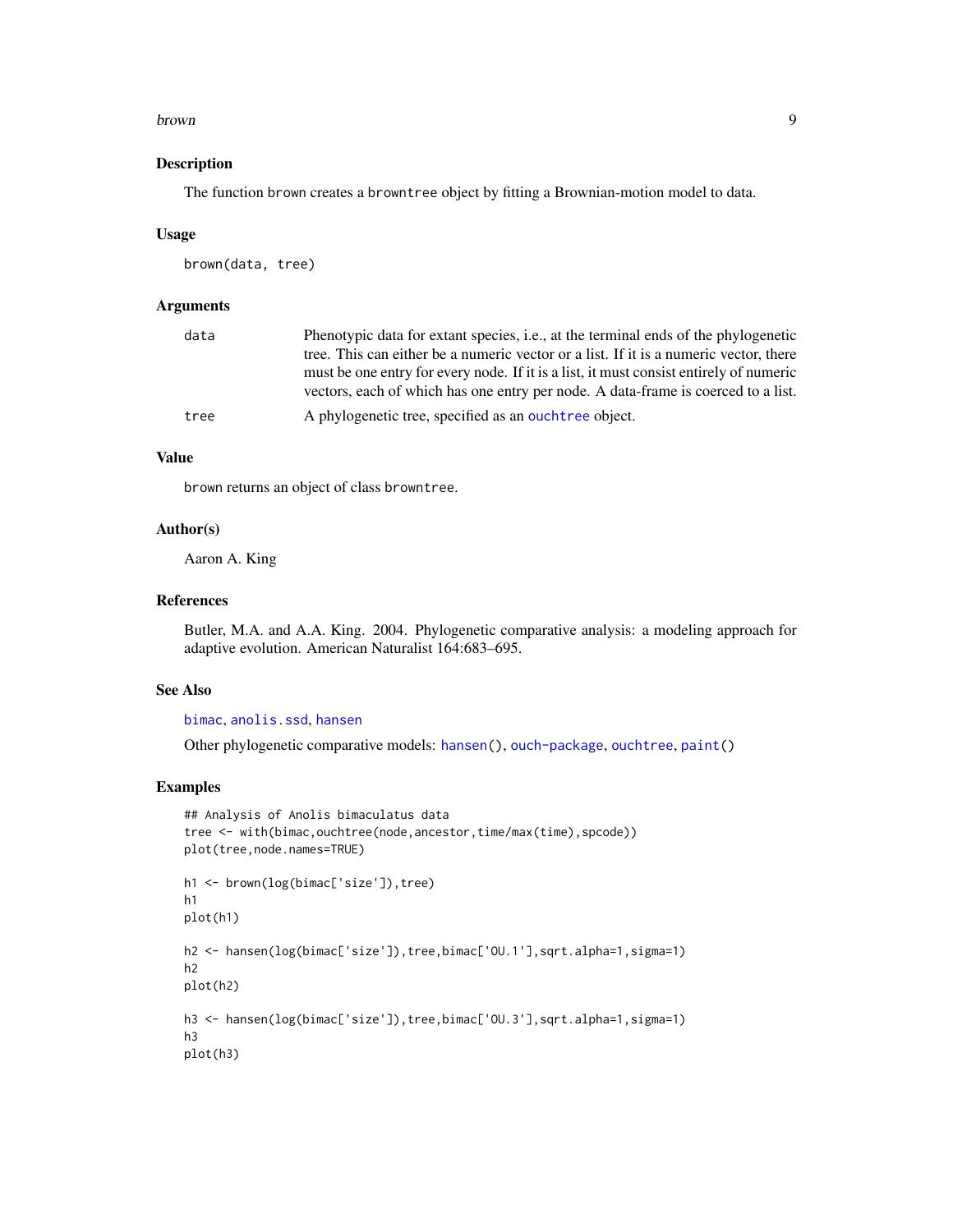## Description

The function `brown` creates a `browntree` object by fitting a Brownian-motion model to data.

## Usage

```
brown(data, tree)
```

## Arguments

| | |
|---|---|
| `data` | Phenotypic data for extant species, i.e., at the terminal ends of the phylogenetic tree. This can either be a numeric vector or a list. If it is a numeric vector, there must be one entry for every node. If it is a list, it must consist entirely of numeric vectors, each of which has one entry per node. A data-frame is coerced to a list. |
| `tree` | A phylogenetic tree, specified as an `ouchtree` object. |

## Value

`brown` returns an object of class `browntree`.

## Author(s)

Aaron A. King

## References

Butler, M.A. and A.A. King. 2004. Phylogenetic comparative analysis: a modeling approach for adaptive evolution. American Naturalist 164:683–695.

## See Also

`bimac`, `anolis.ssd`, `hansen`

Other phylogenetic comparative models: `hansen()`, `ouch-package`, `ouchtree`, `paint()`

## Examples

```
## Analysis of Anolis bimaculatus data
tree <- with(bimac,ouchtree(node,ancestor,time/max(time),spcode))
plot(tree,node.names=TRUE)

h1 <- brown(log(bimac['size']),tree)
h1
plot(h1)

h2 <- hansen(log(bimac['size']),tree,bimac['OU.1'],sqrt.alpha=1,sigma=1)
h2
plot(h2)

h3 <- hansen(log(bimac['size']),tree,bimac['OU.3'],sqrt.alpha=1,sigma=1)
h3
plot(h3)
```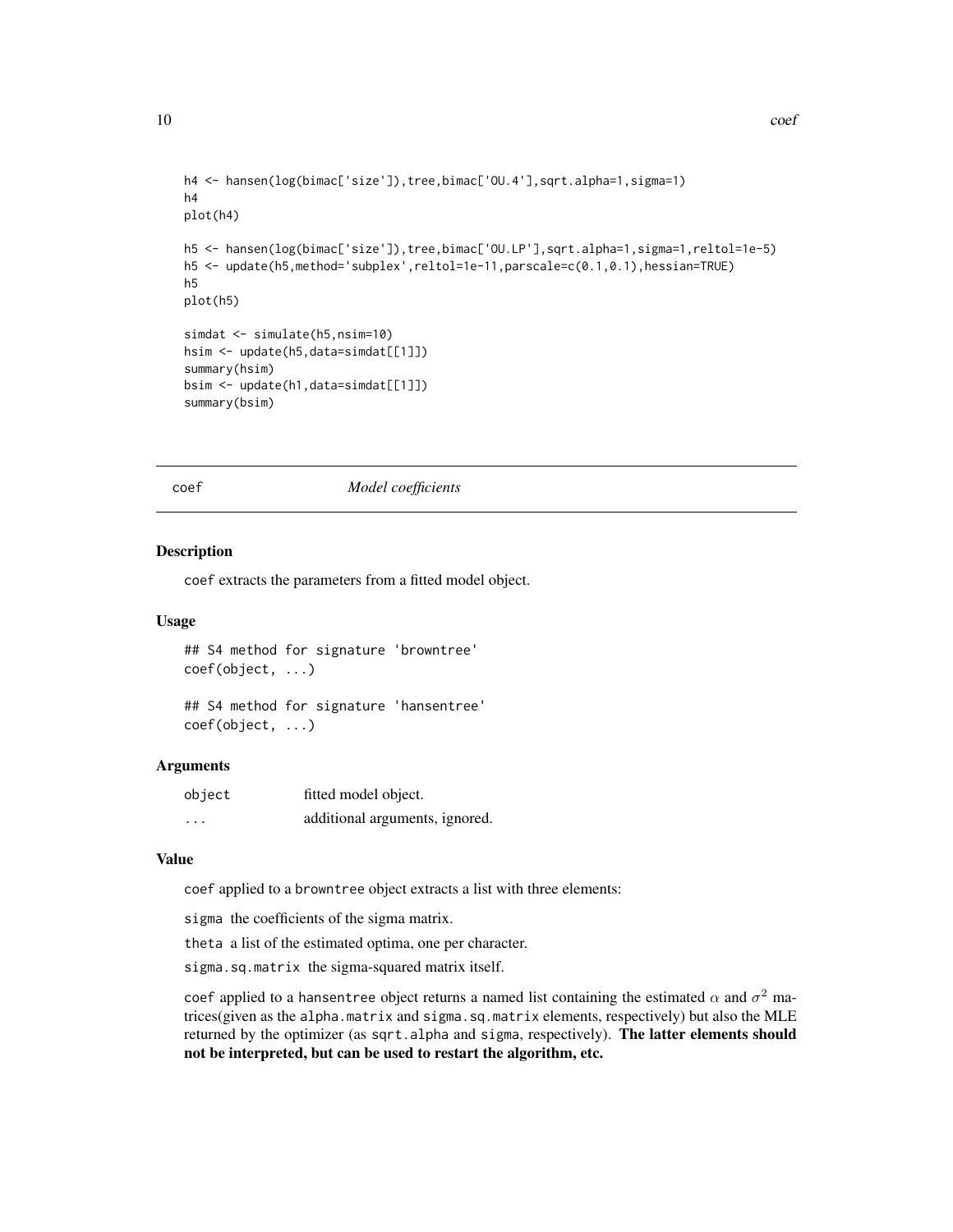```
h4 <- hansen(log(bimac['size']),tree,bimac['OU.4'],sqrt.alpha=1,sigma=1)
h4
plot(h4)

h5 <- hansen(log(bimac['size']),tree,bimac['OU.LP'],sqrt.alpha=1,sigma=1,reltol=1e-5)
h5 <- update(h5,method='subplex',reltol=1e-11,parscale=c(0.1,0.1),hessian=TRUE)
h5
plot(h5)

simdat <- simulate(h5,nsim=10)
hsim <- update(h5,data=simdat[[1]])
summary(hsim)
bsim <- update(h1,data=simdat[[1]])
summary(bsim)
```

## coef — *Model coefficients*

### Description

coef extracts the parameters from a fitted model object.

### Usage

```
## S4 method for signature 'browntree'
coef(object, ...)

## S4 method for signature 'hansentree'
coef(object, ...)
```

### Arguments

| | |
|---|---|
| object | fitted model object. |
| ... | additional arguments, ignored. |

### Value

coef applied to a browntree object extracts a list with three elements:

sigma the coefficients of the sigma matrix.

theta a list of the estimated optima, one per character.

sigma.sq.matrix the sigma-squared matrix itself.

coef applied to a hansentree object returns a named list containing the estimated $\alpha$ and $\sigma^2$ matrices(given as the alpha.matrix and sigma.sq.matrix elements, respectively) but also the MLE returned by the optimizer (as sqrt.alpha and sigma, respectively). **The latter elements should not be interpreted, but can be used to restart the algorithm, etc.**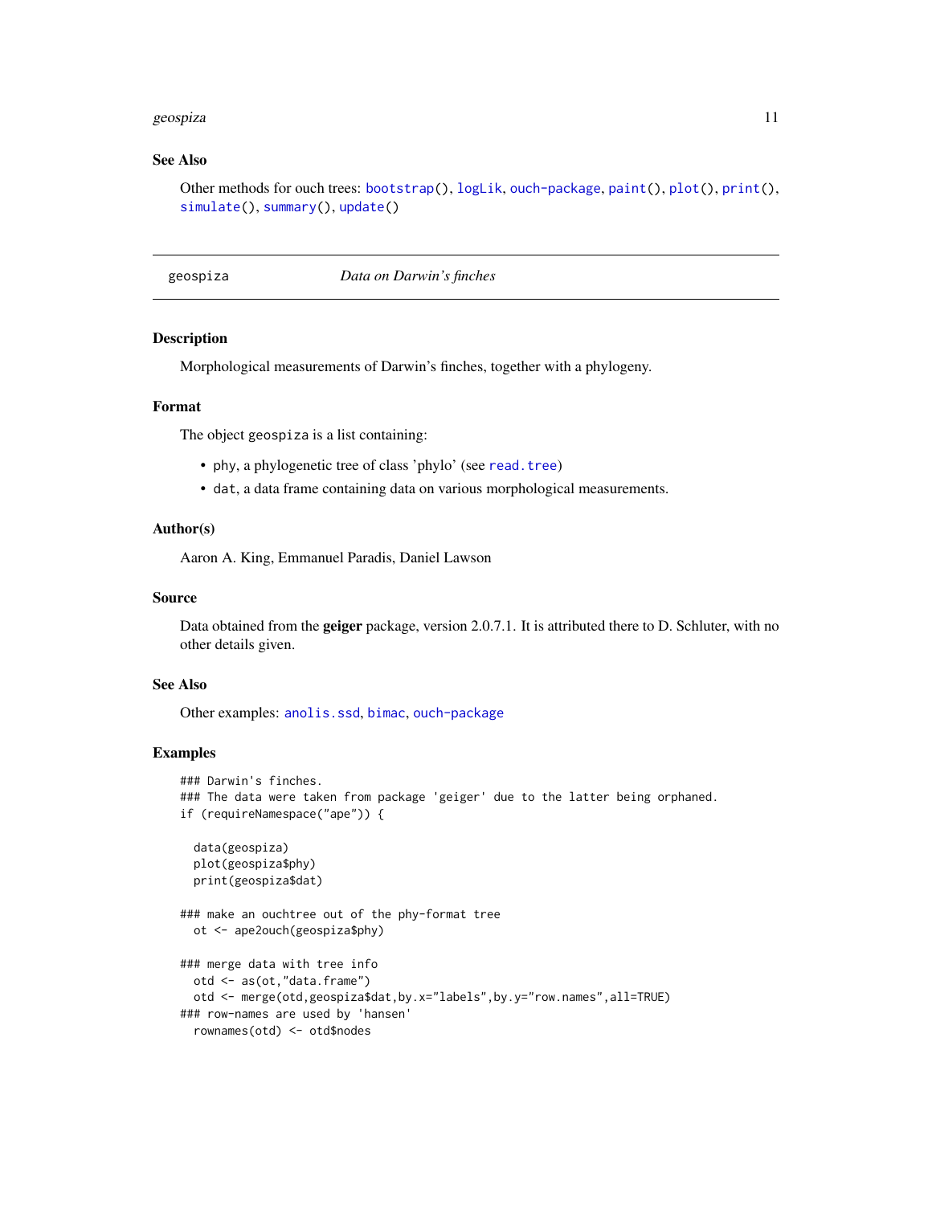## See Also

Other methods for ouch trees: `bootstrap()`, `logLik`, `ouch-package`, `paint()`, `plot()`, `print()`, `simulate()`, `summary()`, `update()`

---

# geospiza — *Data on Darwin's finches*

## Description

Morphological measurements of Darwin's finches, together with a phylogeny.

## Format

The object `geospiza` is a list containing:

- `phy`, a phylogenetic tree of class 'phylo' (see `read.tree`)
- `dat`, a data frame containing data on various morphological measurements.

## Author(s)

Aaron A. King, Emmanuel Paradis, Daniel Lawson

## Source

Data obtained from the **geiger** package, version 2.0.7.1. It is attributed there to D. Schluter, with no other details given.

## See Also

Other examples: `anolis.ssd`, `bimac`, `ouch-package`

## Examples

```
### Darwin's finches.
### The data were taken from package 'geiger' due to the latter being orphaned.
if (requireNamespace("ape")) {

  data(geospiza)
  plot(geospiza$phy)
  print(geospiza$dat)

### make an ouchtree out of the phy-format tree
  ot <- ape2ouch(geospiza$phy)

### merge data with tree info
  otd <- as(ot,"data.frame")
  otd <- merge(otd,geospiza$dat,by.x="labels",by.y="row.names",all=TRUE)
### row-names are used by 'hansen'
  rownames(otd) <- otd$nodes
```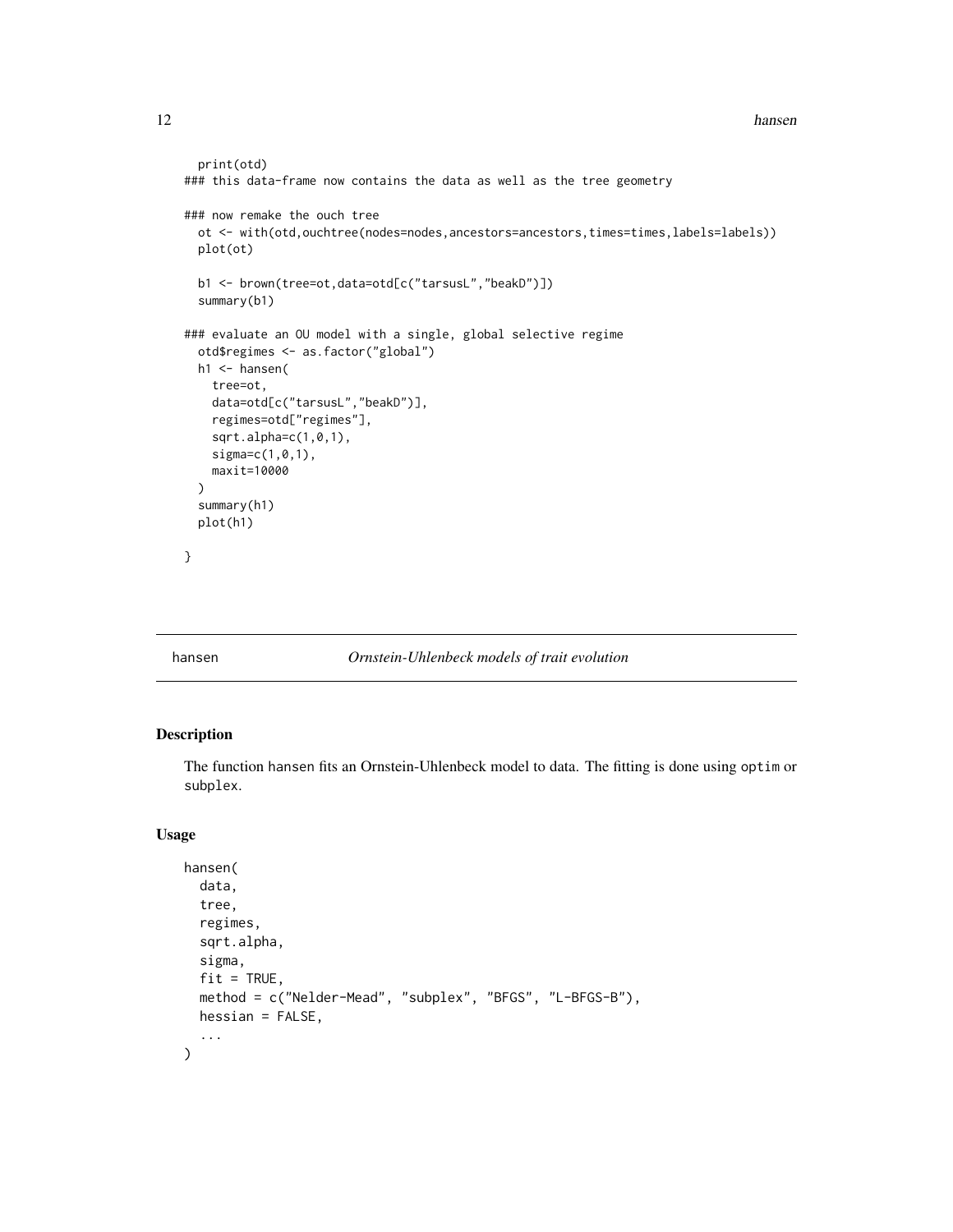```
  print(otd)
### this data-frame now contains the data as well as the tree geometry

### now remake the ouch tree
  ot <- with(otd,ouchtree(nodes=nodes,ancestors=ancestors,times=times,labels=labels))
  plot(ot)

  b1 <- brown(tree=ot,data=otd[c("tarsusL","beakD")])
  summary(b1)

### evaluate an OU model with a single, global selective regime
  otd$regimes <- as.factor("global")
  h1 <- hansen(
    tree=ot,
    data=otd[c("tarsusL","beakD")],
    regimes=otd["regimes"],
    sqrt.alpha=c(1,0,1),
    sigma=c(1,0,1),
    maxit=10000
  )
  summary(h1)
  plot(h1)

}
```

---

hansen *Ornstein-Uhlenbeck models of trait evolution*

---

## Description

The function hansen fits an Ornstein-Uhlenbeck model to data. The fitting is done using `optim` or `subplex`.

## Usage

```
hansen(
  data,
  tree,
  regimes,
  sqrt.alpha,
  sigma,
  fit = TRUE,
  method = c("Nelder-Mead", "subplex", "BFGS", "L-BFGS-B"),
  hessian = FALSE,
  ...
)
```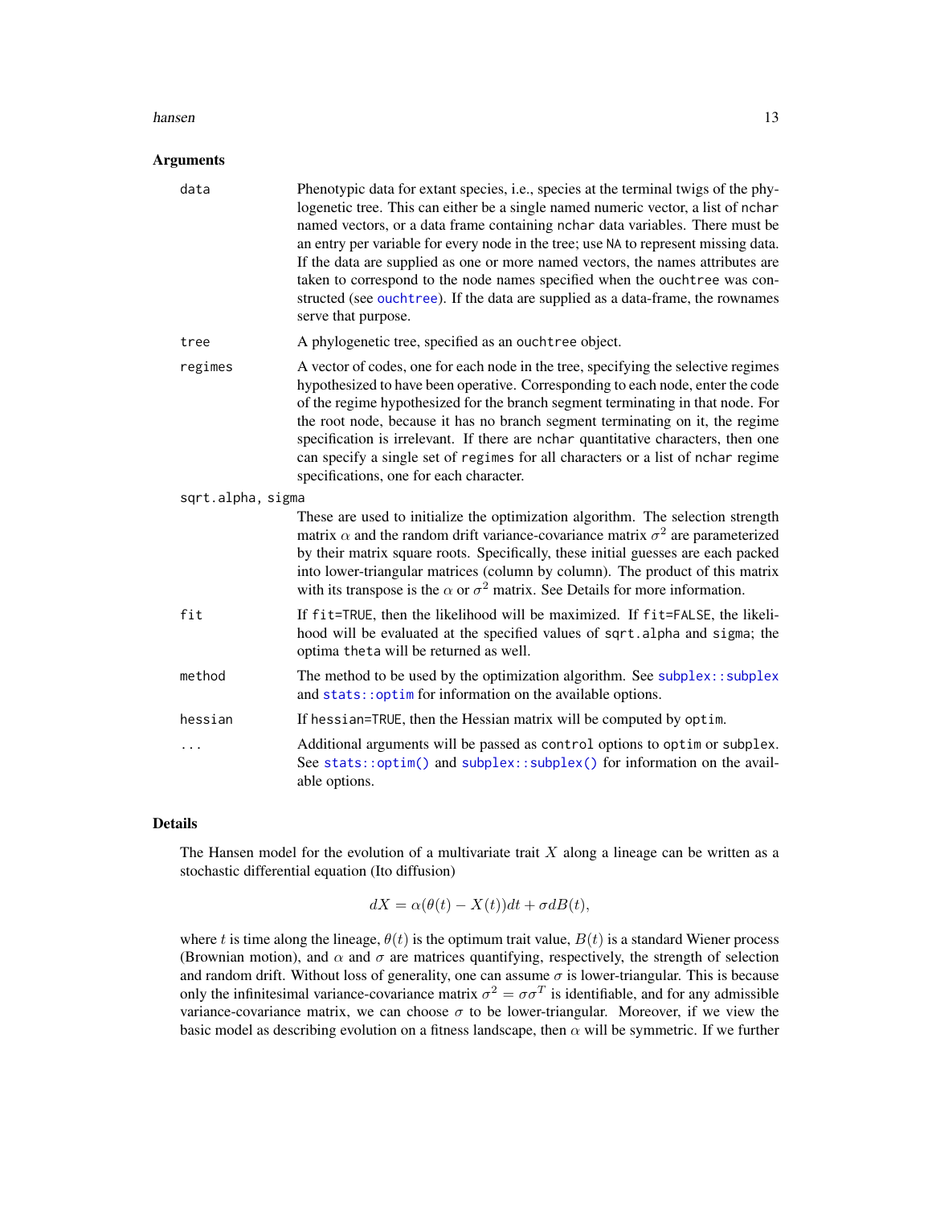## Arguments

`data`
: Phenotypic data for extant species, i.e., species at the terminal twigs of the phylogenetic tree. This can either be a single named numeric vector, a list of `nchar` named vectors, or a data frame containing `nchar` data variables. There must be an entry per variable for every node in the tree; use `NA` to represent missing data. If the data are supplied as one or more named vectors, the names attributes are taken to correspond to the node names specified when the `ouchtree` was constructed (see `ouchtree`). If the data are supplied as a data-frame, the rownames serve that purpose.

`tree`
: A phylogenetic tree, specified as an `ouchtree` object.

`regimes`
: A vector of codes, one for each node in the tree, specifying the selective regimes hypothesized to have been operative. Corresponding to each node, enter the code of the regime hypothesized for the branch segment terminating in that node. For the root node, because it has no branch segment terminating on it, the regime specification is irrelevant. If there are `nchar` quantitative characters, then one can specify a single set of `regimes` for all characters or a list of `nchar` regime specifications, one for each character.

`sqrt.alpha, sigma`
: These are used to initialize the optimization algorithm. The selection strength matrix $\alpha$ and the random drift variance-covariance matrix $\sigma^2$ are parameterized by their matrix square roots. Specifically, these initial guesses are each packed into lower-triangular matrices (column by column). The product of this matrix with its transpose is the $\alpha$ or $\sigma^2$ matrix. See Details for more information.

`fit`
: If `fit=TRUE`, then the likelihood will be maximized. If `fit=FALSE`, the likelihood will be evaluated at the specified values of `sqrt.alpha` and `sigma`; the optima `theta` will be returned as well.

`method`
: The method to be used by the optimization algorithm. See `subplex::subplex` and `stats::optim` for information on the available options.

`hessian`
: If `hessian=TRUE`, then the Hessian matrix will be computed by `optim`.

`...`
: Additional arguments will be passed as `control` options to `optim` or `subplex`. See `stats::optim()` and `subplex::subplex()` for information on the available options.

## Details

The Hansen model for the evolution of a multivariate trait $X$ along a lineage can be written as a stochastic differential equation (Ito diffusion)

$$dX = \alpha(\theta(t) - X(t))dt + \sigma dB(t),$$

where $t$ is time along the lineage, $\theta(t)$ is the optimum trait value, $B(t)$ is a standard Wiener process (Brownian motion), and $\alpha$ and $\sigma$ are matrices quantifying, respectively, the strength of selection and random drift. Without loss of generality, one can assume $\sigma$ is lower-triangular. This is because only the infinitesimal variance-covariance matrix $\sigma^2 = \sigma\sigma^T$ is identifiable, and for any admissible variance-covariance matrix, we can choose $\sigma$ to be lower-triangular. Moreover, if we view the basic model as describing evolution on a fitness landscape, then $\alpha$ will be symmetric. If we further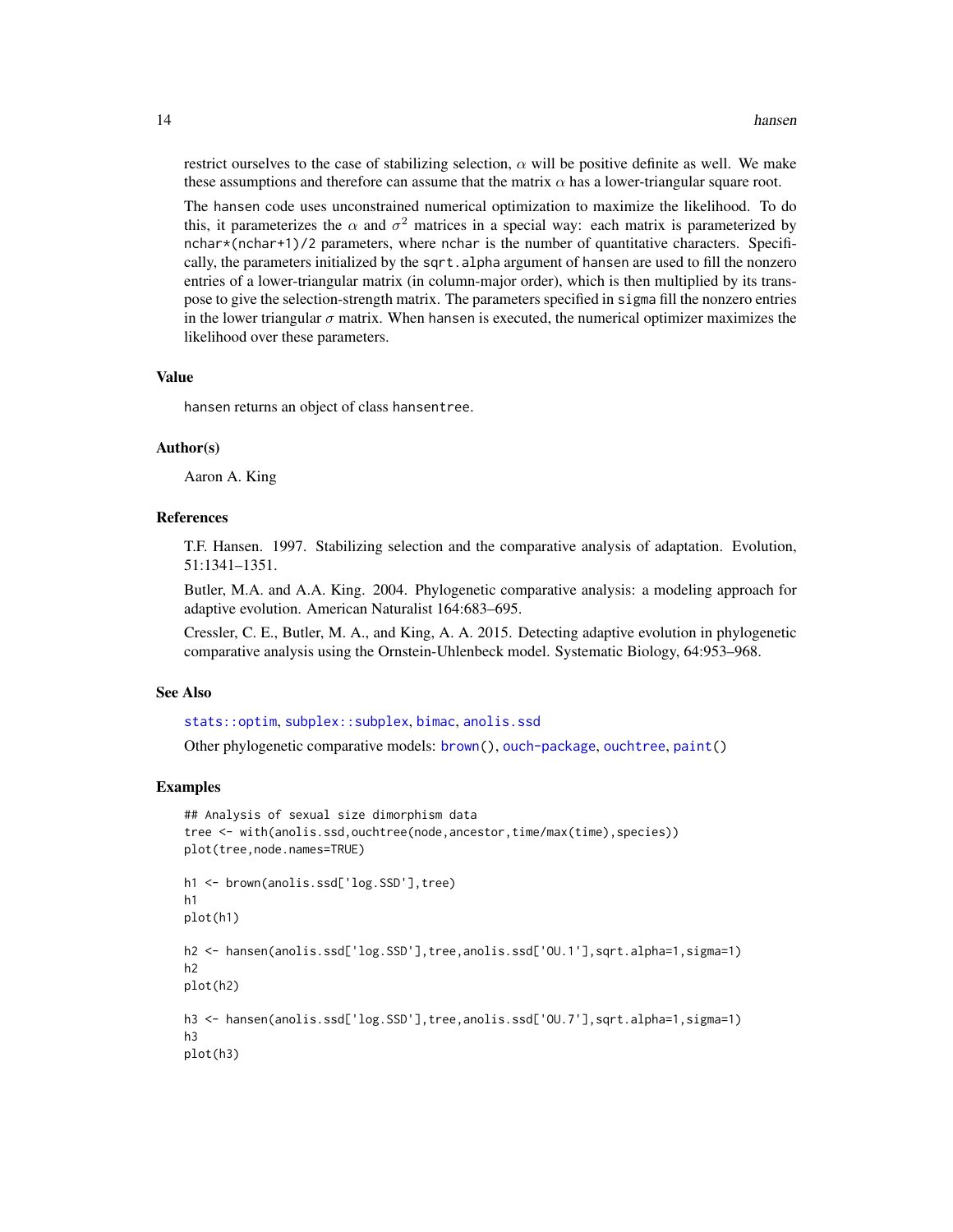restrict ourselves to the case of stabilizing selection, $\alpha$ will be positive definite as well. We make these assumptions and therefore can assume that the matrix $\alpha$ has a lower-triangular square root.

The `hansen` code uses unconstrained numerical optimization to maximize the likelihood. To do this, it parameterizes the $\alpha$ and $\sigma^2$ matrices in a special way: each matrix is parameterized by `nchar*(nchar+1)/2` parameters, where `nchar` is the number of quantitative characters. Specifically, the parameters initialized by the `sqrt.alpha` argument of `hansen` are used to fill the nonzero entries of a lower-triangular matrix (in column-major order), which is then multiplied by its transpose to give the selection-strength matrix. The parameters specified in `sigma` fill the nonzero entries in the lower triangular $\sigma$ matrix. When `hansen` is executed, the numerical optimizer maximizes the likelihood over these parameters.

## Value

`hansen` returns an object of class `hansentree`.

## Author(s)

Aaron A. King

## References

T.F. Hansen. 1997. Stabilizing selection and the comparative analysis of adaptation. Evolution, 51:1341–1351.

Butler, M.A. and A.A. King. 2004. Phylogenetic comparative analysis: a modeling approach for adaptive evolution. American Naturalist 164:683–695.

Cressler, C. E., Butler, M. A., and King, A. A. 2015. Detecting adaptive evolution in phylogenetic comparative analysis using the Ornstein-Uhlenbeck model. Systematic Biology, 64:953–968.

## See Also

`stats::optim`, `subplex::subplex`, `bimac`, `anolis.ssd`

Other phylogenetic comparative models: `brown()`, `ouch-package`, `ouchtree`, `paint()`

## Examples

```
## Analysis of sexual size dimorphism data
tree <- with(anolis.ssd,ouchtree(node,ancestor,time/max(time),species))
plot(tree,node.names=TRUE)

h1 <- brown(anolis.ssd['log.SSD'],tree)
h1
plot(h1)

h2 <- hansen(anolis.ssd['log.SSD'],tree,anolis.ssd['OU.1'],sqrt.alpha=1,sigma=1)
h2
plot(h2)

h3 <- hansen(anolis.ssd['log.SSD'],tree,anolis.ssd['OU.7'],sqrt.alpha=1,sigma=1)
h3
plot(h3)
```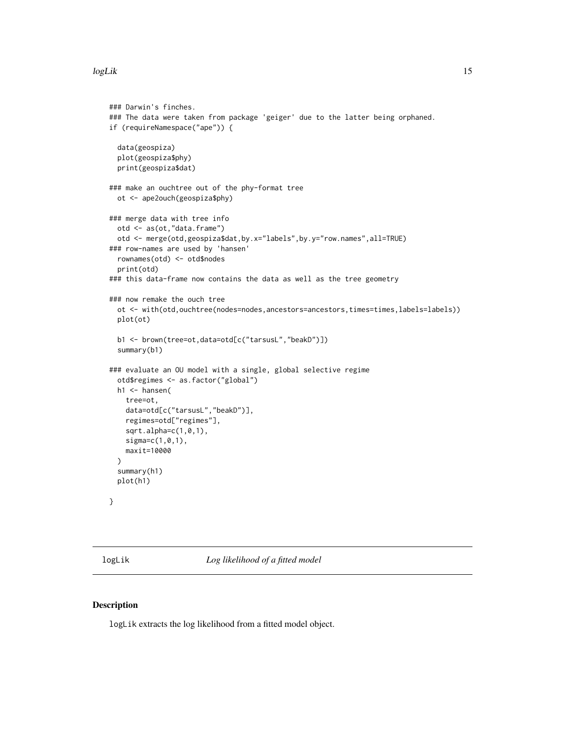```
### Darwin's finches.
### The data were taken from package 'geiger' due to the latter being orphaned.
if (requireNamespace("ape")) {

  data(geospiza)
  plot(geospiza$phy)
  print(geospiza$dat)

### make an ouchtree out of the phy-format tree
  ot <- ape2ouch(geospiza$phy)

### merge data with tree info
  otd <- as(ot,"data.frame")
  otd <- merge(otd,geospiza$dat,by.x="labels",by.y="row.names",all=TRUE)
### row-names are used by 'hansen'
  rownames(otd) <- otd$nodes
  print(otd)
### this data-frame now contains the data as well as the tree geometry

### now remake the ouch tree
  ot <- with(otd,ouchtree(nodes=nodes,ancestors=ancestors,times=times,labels=labels))
  plot(ot)

  b1 <- brown(tree=ot,data=otd[c("tarsusL","beakD")])
  summary(b1)

### evaluate an OU model with a single, global selective regime
  otd$regimes <- as.factor("global")
  h1 <- hansen(
    tree=ot,
    data=otd[c("tarsusL","beakD")],
    regimes=otd["regimes"],
    sqrt.alpha=c(1,0,1),
    sigma=c(1,0,1),
    maxit=10000
  )
  summary(h1)
  plot(h1)

}
```

## logLik *Log likelihood of a fitted model*

### Description

`logLik` extracts the log likelihood from a fitted model object.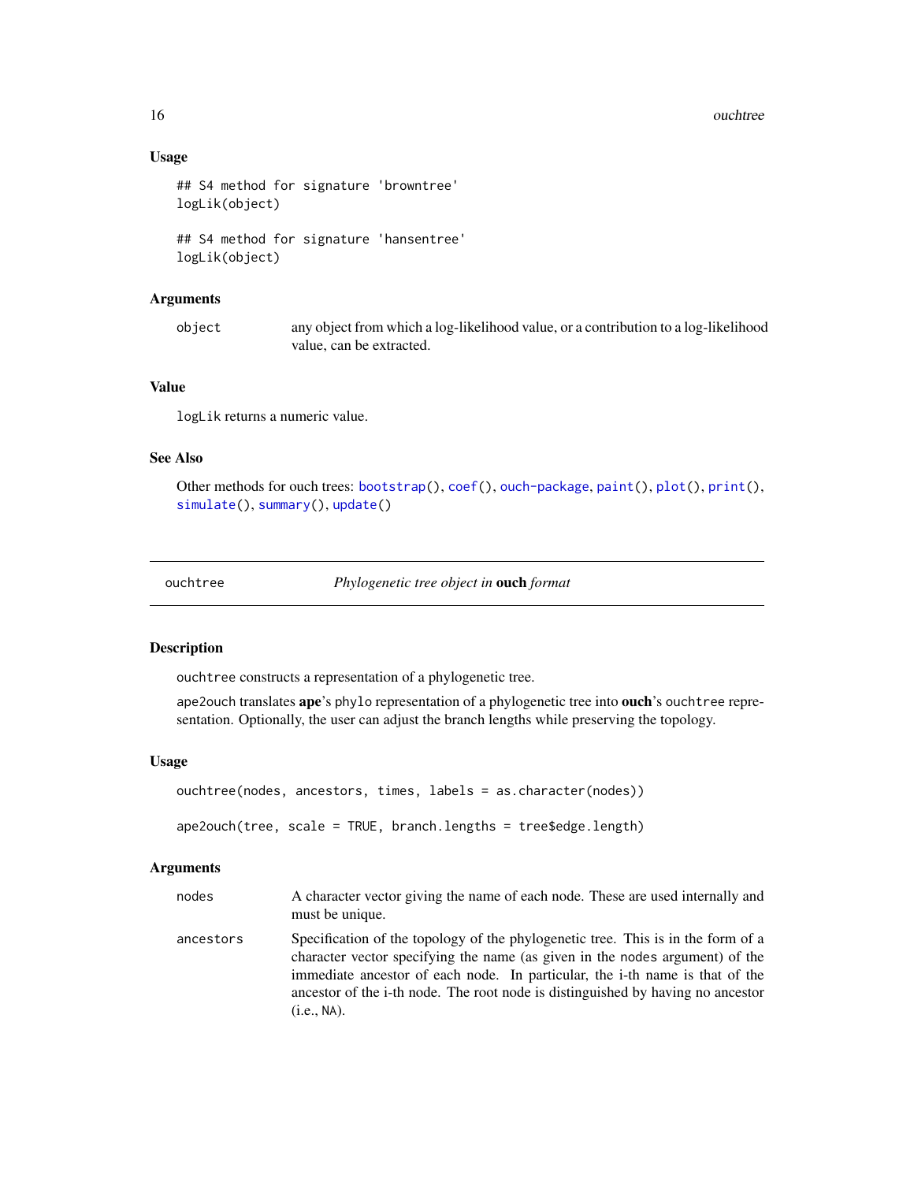### Usage

```
## S4 method for signature 'browntree'
logLik(object)

## S4 method for signature 'hansentree'
logLik(object)
```

### Arguments

| | |
|---|---|
| `object` | any object from which a log-likelihood value, or a contribution to a log-likelihood value, can be extracted. |

### Value

`logLik` returns a numeric value.

### See Also

Other methods for ouch trees: `bootstrap()`, `coef()`, `ouch-package`, `paint()`, `plot()`, `print()`, `simulate()`, `summary()`, `update()`

---

## ouchtree — *Phylogenetic tree object in* **ouch** *format*

### Description

`ouchtree` constructs a representation of a phylogenetic tree.

`ape2ouch` translates **ape**'s `phylo` representation of a phylogenetic tree into **ouch**'s `ouchtree` representation. Optionally, the user can adjust the branch lengths while preserving the topology.

### Usage

```
ouchtree(nodes, ancestors, times, labels = as.character(nodes))

ape2ouch(tree, scale = TRUE, branch.lengths = tree$edge.length)
```

### Arguments

| | |
|---|---|
| `nodes` | A character vector giving the name of each node. These are used internally and must be unique. |
| `ancestors` | Specification of the topology of the phylogenetic tree. This is in the form of a character vector specifying the name (as given in the `nodes` argument) of the immediate ancestor of each node. In particular, the i-th name is that of the ancestor of the i-th node. The root node is distinguished by having no ancestor (i.e., `NA`). |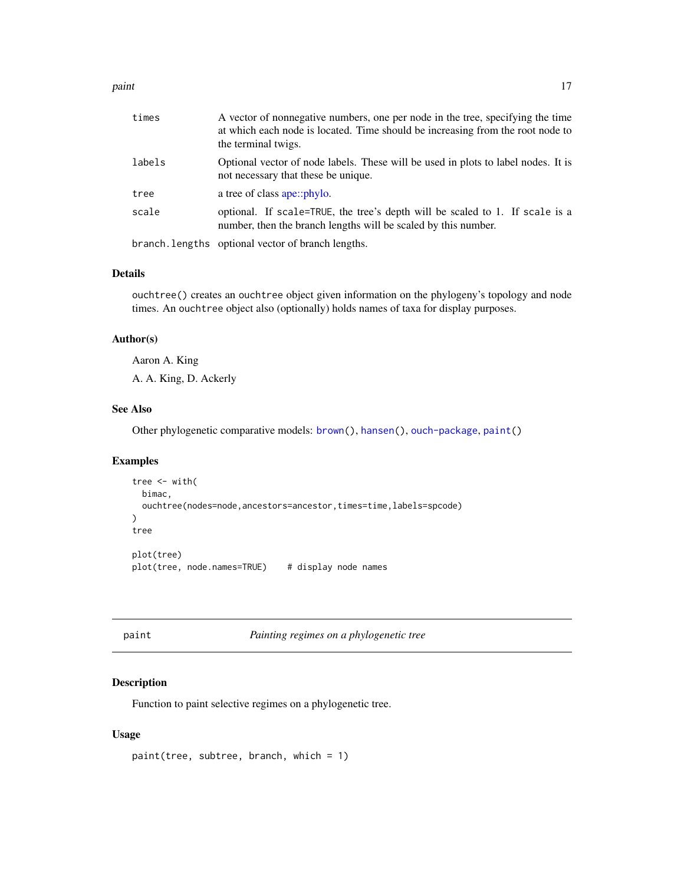| | |
|---|---|
| `times` | A vector of nonnegative numbers, one per node in the tree, specifying the time at which each node is located. Time should be increasing from the root node to the terminal twigs. |
| `labels` | Optional vector of node labels. These will be used in plots to label nodes. It is not necessary that these be unique. |
| `tree` | a tree of class ape::phylo. |
| `scale` | optional. If `scale=TRUE`, the tree's depth will be scaled to 1. If `scale` is a number, then the branch lengths will be scaled by this number. |
| `branch.lengths` | optional vector of branch lengths. |

### Details

`ouchtree()` creates an `ouchtree` object given information on the phylogeny's topology and node times. An `ouchtree` object also (optionally) holds names of taxa for display purposes.

### Author(s)

Aaron A. King

A. A. King, D. Ackerly

### See Also

Other phylogenetic comparative models: `brown()`, `hansen()`, `ouch-package`, `paint()`

### Examples

```
tree <- with(
  bimac,
  ouchtree(nodes=node,ancestors=ancestor,times=time,labels=spcode)
)
tree

plot(tree)
plot(tree, node.names=TRUE)    # display node names
```

---

## `paint` *Painting regimes on a phylogenetic tree*

### Description

Function to paint selective regimes on a phylogenetic tree.

### Usage

```
paint(tree, subtree, branch, which = 1)
```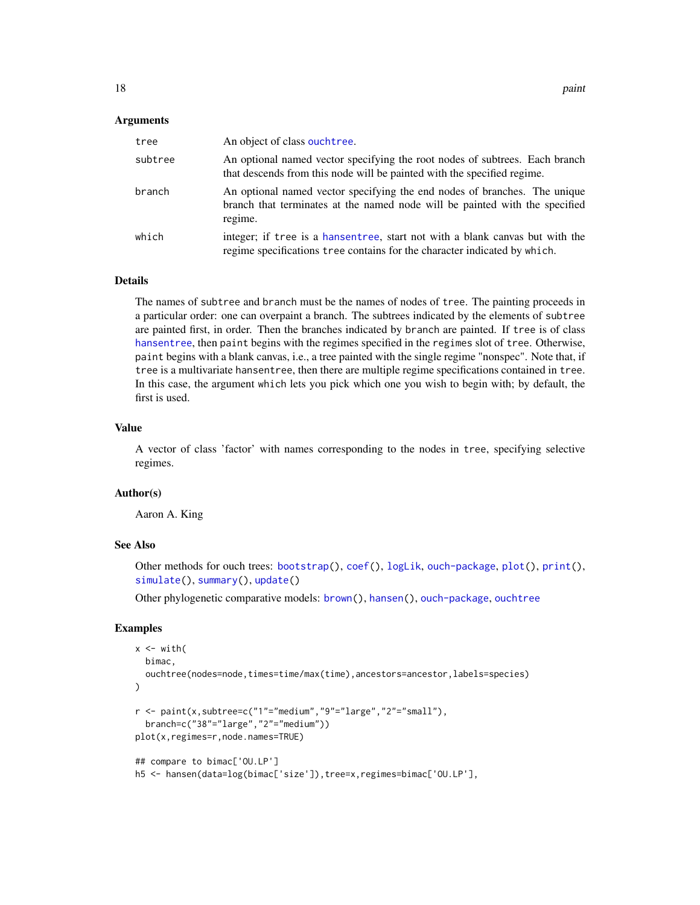### Arguments

| | |
|---|---|
| tree | An object of class ouchtree. |
| subtree | An optional named vector specifying the root nodes of subtrees. Each branch that descends from this node will be painted with the specified regime. |
| branch | An optional named vector specifying the end nodes of branches. The unique branch that terminates at the named node will be painted with the specified regime. |
| which | integer; if tree is a hansentree, start not with a blank canvas but with the regime specifications tree contains for the character indicated by which. |

### Details

The names of subtree and branch must be the names of nodes of tree. The painting proceeds in a particular order: one can overpaint a branch. The subtrees indicated by the elements of subtree are painted first, in order. Then the branches indicated by branch are painted. If tree is of class hansentree, then paint begins with the regimes specified in the regimes slot of tree. Otherwise, paint begins with a blank canvas, i.e., a tree painted with the single regime "nonspec". Note that, if tree is a multivariate hansentree, then there are multiple regime specifications contained in tree. In this case, the argument which lets you pick which one you wish to begin with; by default, the first is used.

### Value

A vector of class 'factor' with names corresponding to the nodes in tree, specifying selective regimes.

### Author(s)

Aaron A. King

### See Also

Other methods for ouch trees: bootstrap(), coef(), logLik, ouch-package, plot(), print(), simulate(), summary(), update()

Other phylogenetic comparative models: brown(), hansen(), ouch-package, ouchtree

### Examples

```
x <- with(
  bimac,
  ouchtree(nodes=node,times=time/max(time),ancestors=ancestor,labels=species)
)

r <- paint(x,subtree=c("1"="medium","9"="large","2"="small"),
  branch=c("38"="large","2"="medium"))
plot(x,regimes=r,node.names=TRUE)

## compare to bimac['OU.LP']
h5 <- hansen(data=log(bimac['size']),tree=x,regimes=bimac['OU.LP'],
```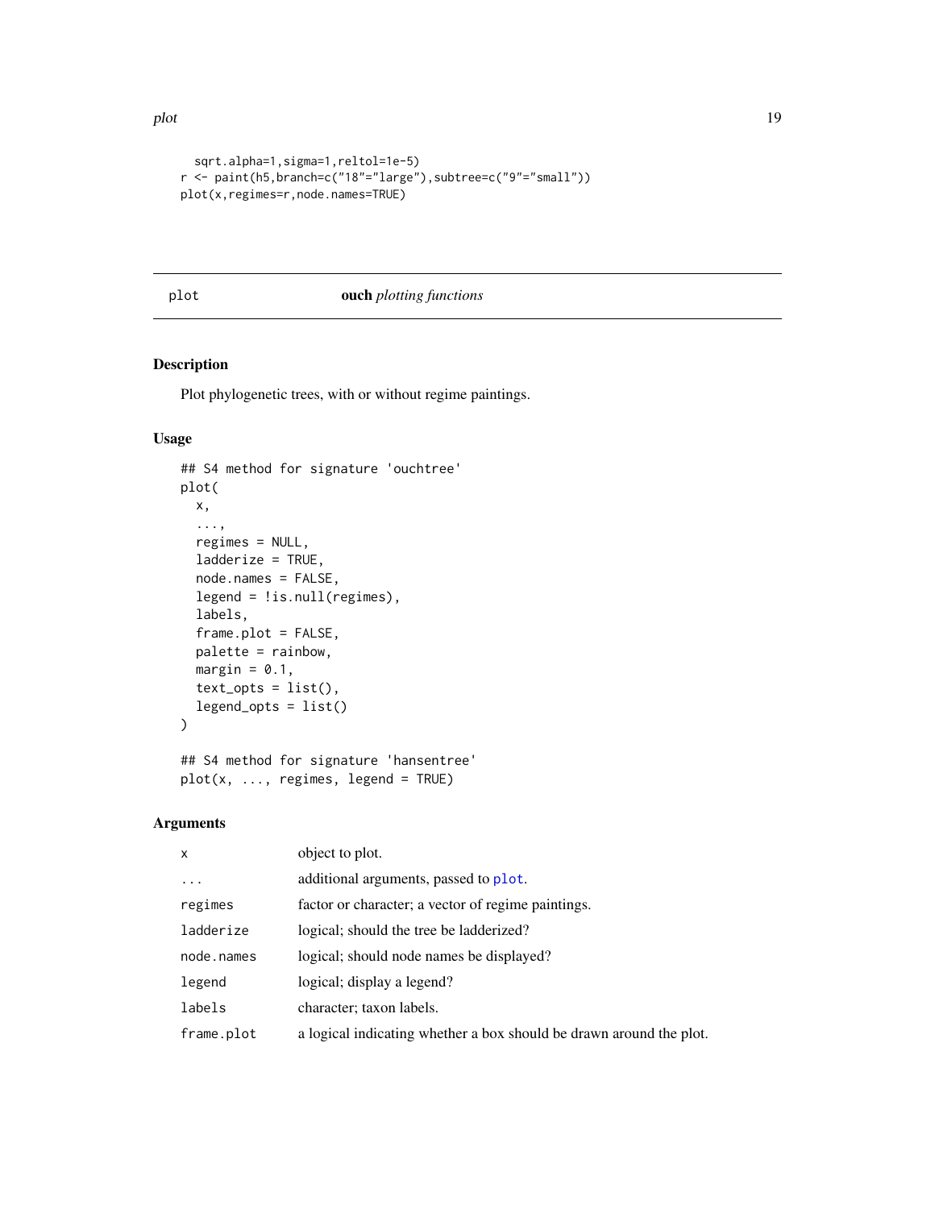```
  sqrt.alpha=1,sigma=1,reltol=1e-5)
r <- paint(h5,branch=c("18"="large"),subtree=c("9"="small"))
plot(x,regimes=r,node.names=TRUE)
```

---

## plot — **ouch** *plotting functions*

---

### Description

Plot phylogenetic trees, with or without regime paintings.

### Usage

```
## S4 method for signature 'ouchtree'
plot(
  x,
  ...,
  regimes = NULL,
  ladderize = TRUE,
  node.names = FALSE,
  legend = !is.null(regimes),
  labels,
  frame.plot = FALSE,
  palette = rainbow,
  margin = 0.1,
  text_opts = list(),
  legend_opts = list()
)

## S4 method for signature 'hansentree'
plot(x, ..., regimes, legend = TRUE)
```

### Arguments

| | |
|---|---|
| `x` | object to plot. |
| `...` | additional arguments, passed to `plot`. |
| `regimes` | factor or character; a vector of regime paintings. |
| `ladderize` | logical; should the tree be ladderized? |
| `node.names` | logical; should node names be displayed? |
| `legend` | logical; display a legend? |
| `labels` | character; taxon labels. |
| `frame.plot` | a logical indicating whether a box should be drawn around the plot. |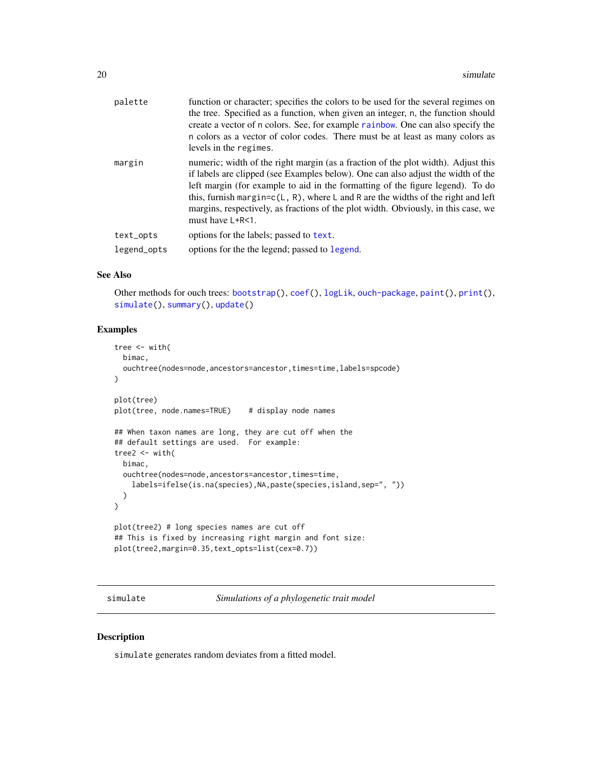| | |
|---|---|
| palette | function or character; specifies the colors to be used for the several regimes on the tree. Specified as a function, when given an integer, n, the function should create a vector of n colors. See, for example rainbow. One can also specify the n colors as a vector of color codes. There must be at least as many colors as levels in the regimes. |
| margin | numeric; width of the right margin (as a fraction of the plot width). Adjust this if labels are clipped (see Examples below). One can also adjust the width of the left margin (for example to aid in the formatting of the figure legend). To do this, furnish margin=c(L, R), where L and R are the widths of the right and left margins, respectively, as fractions of the plot width. Obviously, in this case, we must have L+R<1. |
| text_opts | options for the labels; passed to text. |
| legend_opts | options for the the legend; passed to legend. |

## See Also

Other methods for ouch trees: bootstrap(), coef(), logLik, ouch-package, paint(), print(), simulate(), summary(), update()

## Examples

```
tree <- with(
  bimac,
  ouchtree(nodes=node,ancestors=ancestor,times=time,labels=spcode)
)

plot(tree)
plot(tree, node.names=TRUE)    # display node names

## When taxon names are long, they are cut off when the
## default settings are used.  For example:
tree2 <- with(
  bimac,
  ouchtree(nodes=node,ancestors=ancestor,times=time,
    labels=ifelse(is.na(species),NA,paste(species,island,sep=", "))
  )
)

plot(tree2) # long species names are cut off
## This is fixed by increasing right margin and font size:
plot(tree2,margin=0.35,text_opts=list(cex=0.7))
```

---

# simulate *Simulations of a phylogenetic trait model*

## Description

simulate generates random deviates from a fitted model.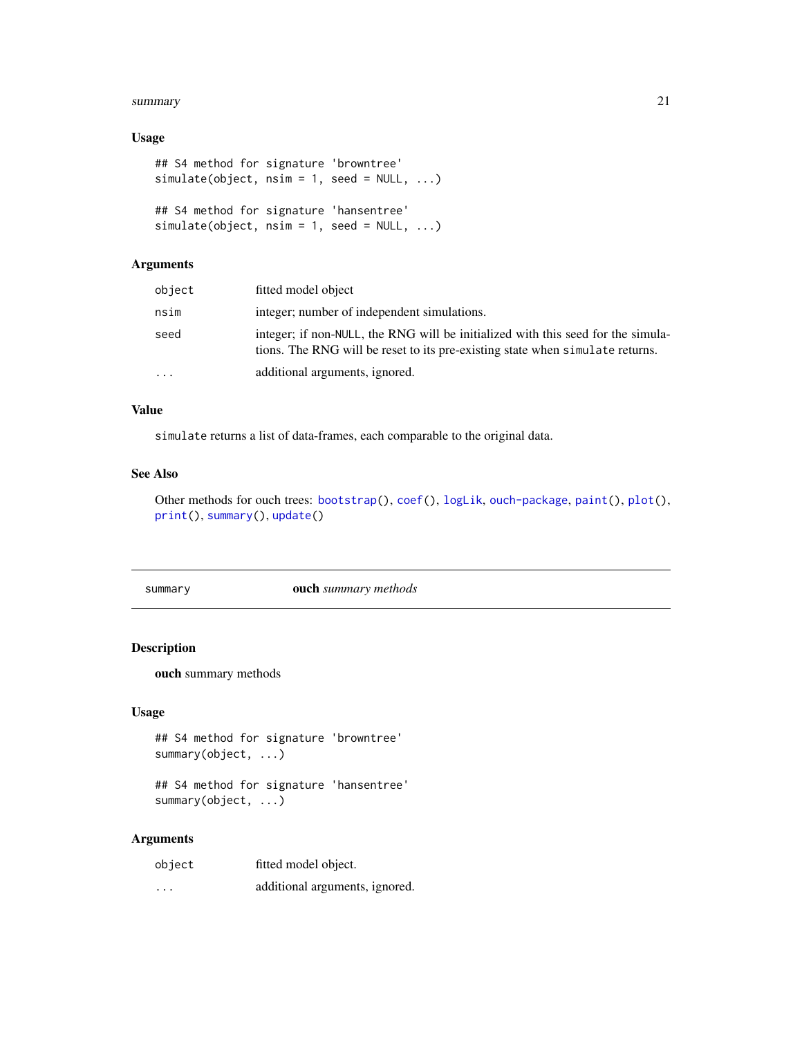### Usage

```
## S4 method for signature 'browntree'
simulate(object, nsim = 1, seed = NULL, ...)

## S4 method for signature 'hansentree'
simulate(object, nsim = 1, seed = NULL, ...)
```

### Arguments

| | |
|---|---|
| `object` | fitted model object |
| `nsim` | integer; number of independent simulations. |
| `seed` | integer; if non-`NULL`, the RNG will be initialized with this seed for the simulations. The RNG will be reset to its pre-existing state when `simulate` returns. |
| `...` | additional arguments, ignored. |

### Value

`simulate` returns a list of data-frames, each comparable to the original data.

### See Also

Other methods for ouch trees: `bootstrap()`, `coef()`, `logLik`, `ouch-package`, `paint()`, `plot()`, `print()`, `summary()`, `update()`

---

## `summary` — **ouch** *summary methods*

### Description

**ouch** summary methods

### Usage

```
## S4 method for signature 'browntree'
summary(object, ...)

## S4 method for signature 'hansentree'
summary(object, ...)
```

### Arguments

| | |
|---|---|
| `object` | fitted model object. |
| `...` | additional arguments, ignored. |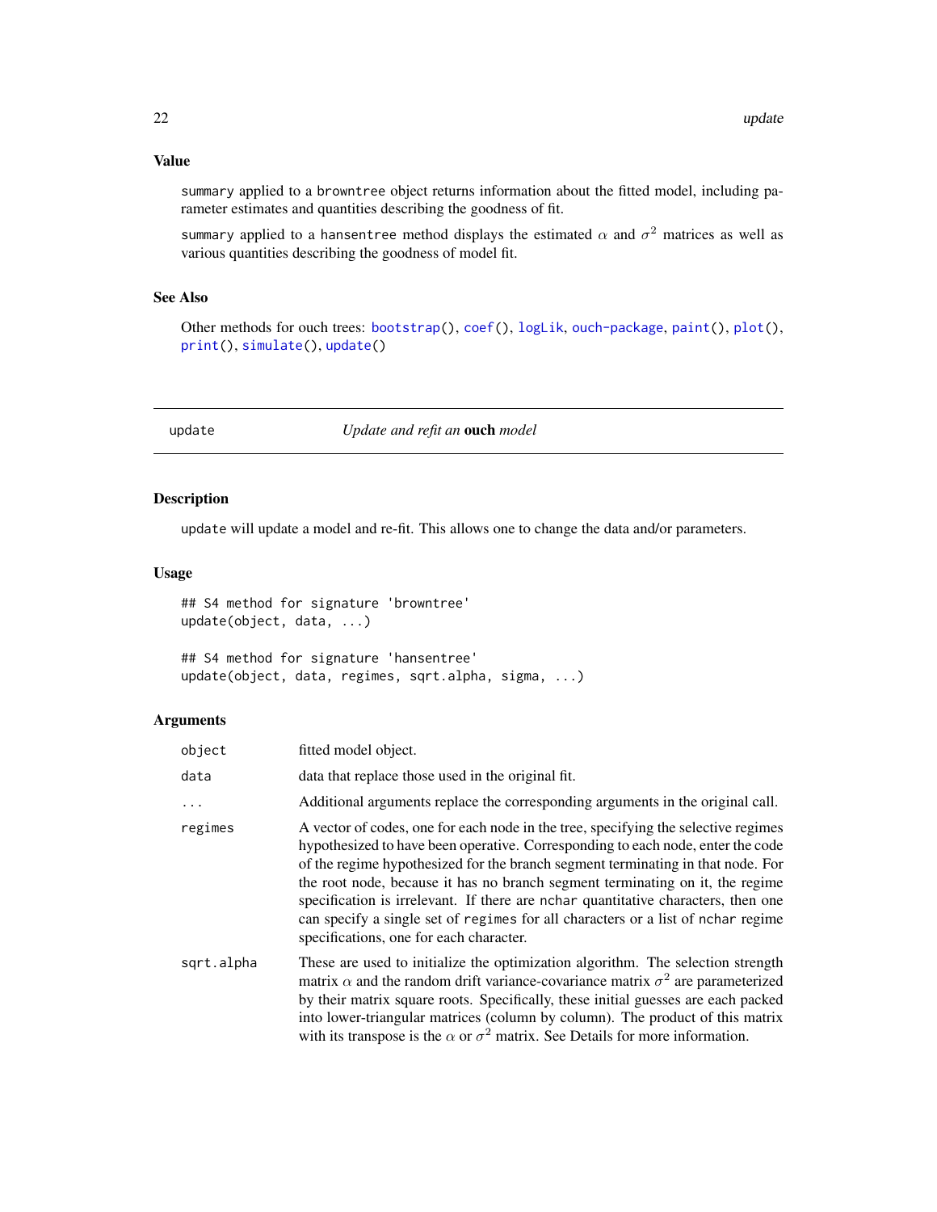### Value

`summary` applied to a `browntree` object returns information about the fitted model, including parameter estimates and quantities describing the goodness of fit.

`summary` applied to a `hansentree` method displays the estimated $\alpha$ and $\sigma^2$ matrices as well as various quantities describing the goodness of model fit.

### See Also

Other methods for ouch trees: `bootstrap()`, `coef()`, `logLik`, `ouch-package`, `paint()`, `plot()`, `print()`, `simulate()`, `update()`

---

## update — *Update and refit an* **ouch** *model*

---

### Description

`update` will update a model and re-fit. This allows one to change the data and/or parameters.

### Usage

```
## S4 method for signature 'browntree'
update(object, data, ...)

## S4 method for signature 'hansentree'
update(object, data, regimes, sqrt.alpha, sigma, ...)
```

### Arguments

| | |
|---|---|
| `object` | fitted model object. |
| `data` | data that replace those used in the original fit. |
| `...` | Additional arguments replace the corresponding arguments in the original call. |
| `regimes` | A vector of codes, one for each node in the tree, specifying the selective regimes hypothesized to have been operative. Corresponding to each node, enter the code of the regime hypothesized for the branch segment terminating in that node. For the root node, because it has no branch segment terminating on it, the regime specification is irrelevant. If there are `nchar` quantitative characters, then one can specify a single set of `regimes` for all characters or a list of `nchar` regime specifications, one for each character. |
| `sqrt.alpha` | These are used to initialize the optimization algorithm. The selection strength matrix $\alpha$ and the random drift variance-covariance matrix $\sigma^2$ are parameterized by their matrix square roots. Specifically, these initial guesses are each packed into lower-triangular matrices (column by column). The product of this matrix with its transpose is the $\alpha$ or $\sigma^2$ matrix. See Details for more information. |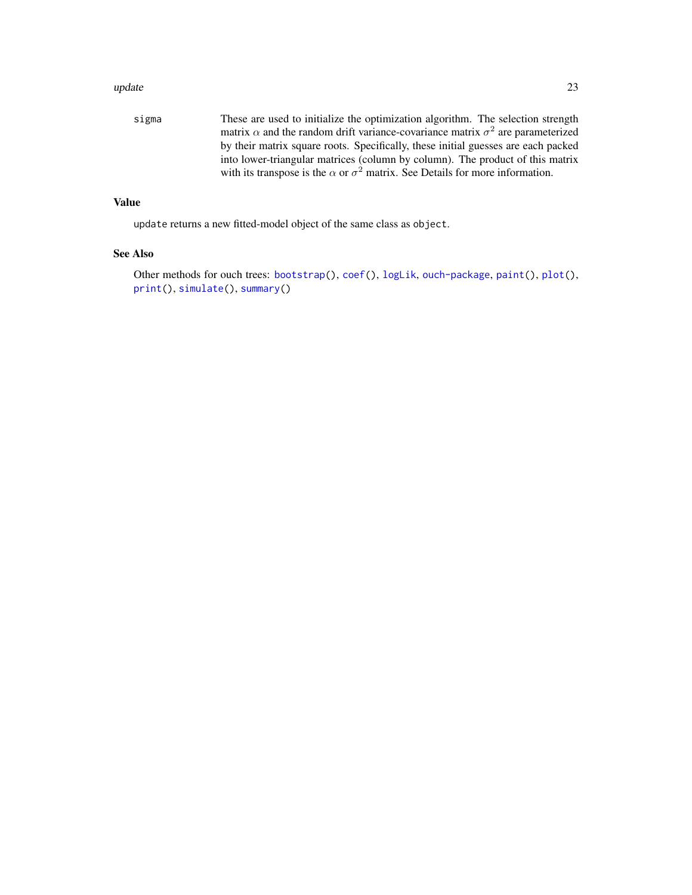`sigma` These are used to initialize the optimization algorithm. The selection strength matrix $\alpha$ and the random drift variance-covariance matrix $\sigma^2$ are parameterized by their matrix square roots. Specifically, these initial guesses are each packed into lower-triangular matrices (column by column). The product of this matrix with its transpose is the $\alpha$ or $\sigma^2$ matrix. See Details for more information.

## Value

`update` returns a new fitted-model object of the same class as `object`.

## See Also

Other methods for ouch trees: `bootstrap()`, `coef()`, `logLik`, `ouch-package`, `paint()`, `plot()`, `print()`, `simulate()`, `summary()`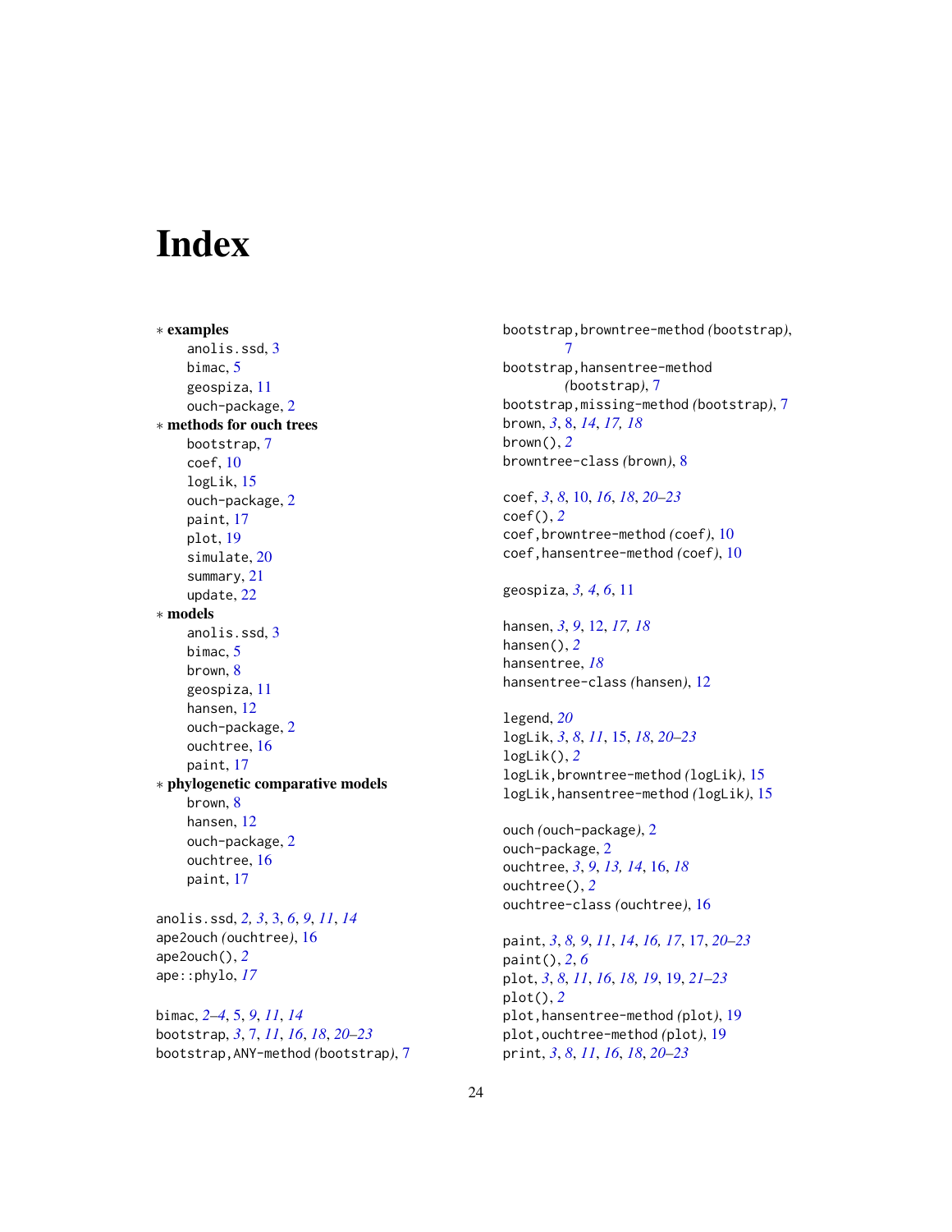# Index

∗ **examples**
- anolis.ssd, 3
- bimac, 5
- geospiza, 11
- ouch-package, 2

∗ **methods for ouch trees**
- bootstrap, 7
- coef, 10
- logLik, 15
- ouch-package, 2
- paint, 17
- plot, 19
- simulate, 20
- summary, 21
- update, 22

∗ **models**
- anolis.ssd, 3
- bimac, 5
- brown, 8
- geospiza, 11
- hansen, 12
- ouch-package, 2
- ouchtree, 16
- paint, 17

∗ **phylogenetic comparative models**
- brown, 8
- hansen, 12
- ouch-package, 2
- ouchtree, 16
- paint, 17

anolis.ssd, *2, 3*, 3, *6*, *9*, *11*, *14*
ape2ouch *(ouchtree)*, 16
ape2ouch(), *2*
ape::phylo, *17*

bimac, *2–4*, 5, *9*, *11*, *14*
bootstrap, *3*, 7, *11*, *16*, *18*, *20–23*
bootstrap,ANY-method *(bootstrap)*, 7
bootstrap,browntree-method *(bootstrap)*, 7
bootstrap,hansentree-method *(bootstrap)*, 7
bootstrap,missing-method *(bootstrap)*, 7
brown, *3*, 8, *14*, *17, 18*
brown(), *2*
browntree-class *(brown)*, 8

coef, *3*, *8*, 10, *16*, *18*, *20–23*
coef(), *2*
coef,browntree-method *(coef)*, 10
coef,hansentree-method *(coef)*, 10

geospiza, *3, 4*, *6*, 11

hansen, *3*, *9*, 12, *17, 18*
hansen(), *2*
hansentree, *18*
hansentree-class *(hansen)*, 12

legend, *20*
logLik, *3*, *8*, *11*, 15, *18*, *20–23*
logLik(), *2*
logLik,browntree-method *(logLik)*, 15
logLik,hansentree-method *(logLik)*, 15

ouch *(ouch-package)*, 2
ouch-package, 2
ouchtree, *3*, *9*, *13, 14*, 16, *18*
ouchtree(), *2*
ouchtree-class *(ouchtree)*, 16

paint, *3*, *8, 9*, *11*, *14*, *16, 17*, 17, *20–23*
paint(), *2*, *6*
plot, *3*, *8*, *11*, *16*, *18, 19*, 19, *21–23*
plot(), *2*
plot,hansentree-method *(plot)*, 19
plot,ouchtree-method *(plot)*, 19
print, *3*, *8*, *11*, *16*, *18*, *20–23*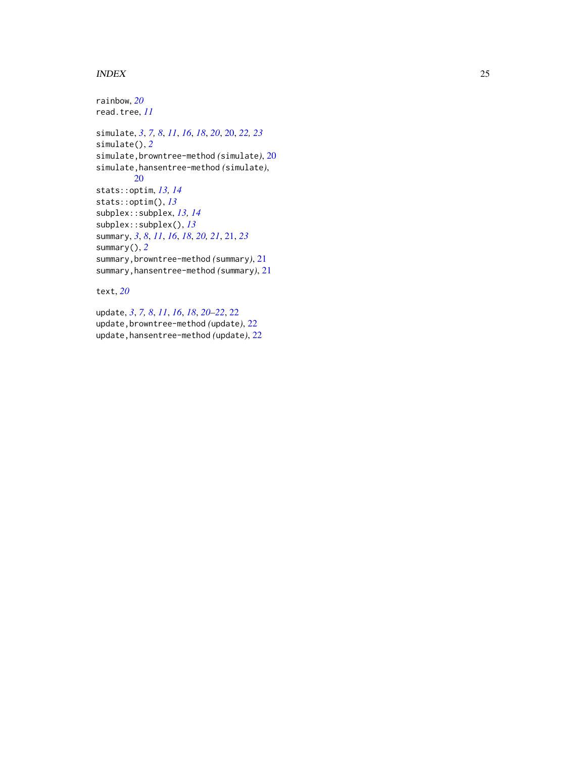rainbow, *20*
read.tree, *11*

simulate, *3*, *7, 8*, *11*, *16*, *18*, *20*, 20, *22, 23*
simulate(), *2*
simulate,browntree-method *(*simulate*)*, 20
simulate,hansentree-method *(*simulate*)*, 20
stats::optim, *13, 14*
stats::optim(), *13*
subplex::subplex, *13, 14*
subplex::subplex(), *13*
summary, *3*, *8*, *11*, *16*, *18*, *20, 21*, 21, *23*
summary(), *2*
summary,browntree-method *(*summary*)*, 21
summary,hansentree-method *(*summary*)*, 21

text, *20*

update, *3*, *7, 8*, *11*, *16*, *18*, *20–22*, 22
update,browntree-method *(*update*)*, 22
update,hansentree-method *(*update*)*, 22